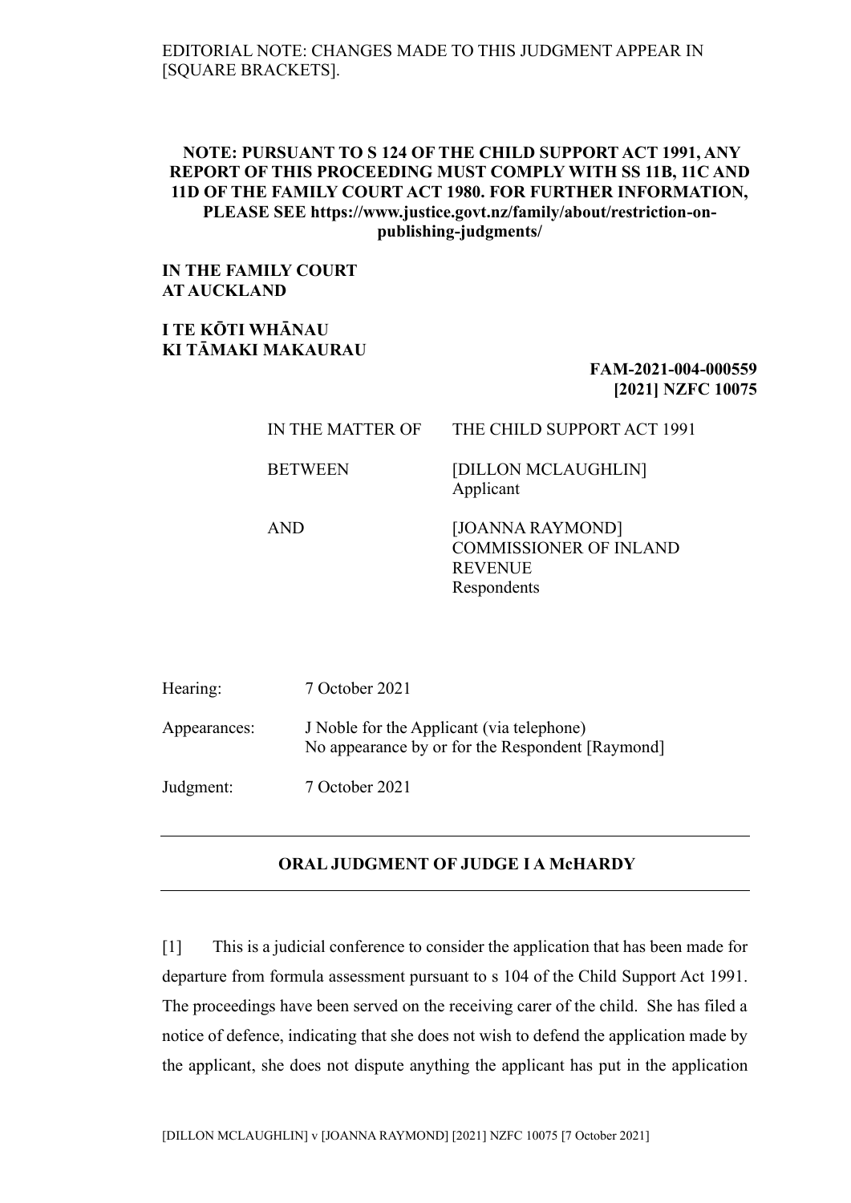EDITORIAL NOTE: CHANGES MADE TO THIS JUDGMENT APPEAR IN [SQUARE BRACKETS].

**NOTE: PURSUANT TO S 124 OF THE CHILD SUPPORT ACT 1991, ANY REPORT OF THIS PROCEEDING MUST COMPLY WITH SS 11B, 11C AND 11D OF THE FAMILY COURT ACT 1980. FOR FURTHER INFORMATION, PLEASE SEE https://www.justice.govt.nz/family/about/restriction-on-publishing-judgments/**

**IN THE FAMILY COURT AT AUCKLAND**

**I TE KŌTI WHĀNAU KI TĀMAKI MAKAURAU**

**FAM-2021-004-000559**
**[2021] NZFC 10075**

| | |
|---|---|
| IN THE MATTER OF | THE CHILD SUPPORT ACT 1991 |
| BETWEEN | [DILLON MCLAUGHLIN]<br>Applicant |
| AND | [JOANNA RAYMOND]<br>COMMISSIONER OF INLAND REVENUE<br>Respondents |

| | |
|---|---|
| Hearing: | 7 October 2021 |
| Appearances: | J Noble for the Applicant (via telephone)<br>No appearance by or for the Respondent [Raymond] |
| Judgment: | 7 October 2021 |

## ORAL JUDGMENT OF JUDGE I A McHARDY

[1] This is a judicial conference to consider the application that has been made for departure from formula assessment pursuant to s 104 of the Child Support Act 1991. The proceedings have been served on the receiving carer of the child. She has filed a notice of defence, indicating that she does not wish to defend the application made by the applicant, she does not dispute anything the applicant has put in the application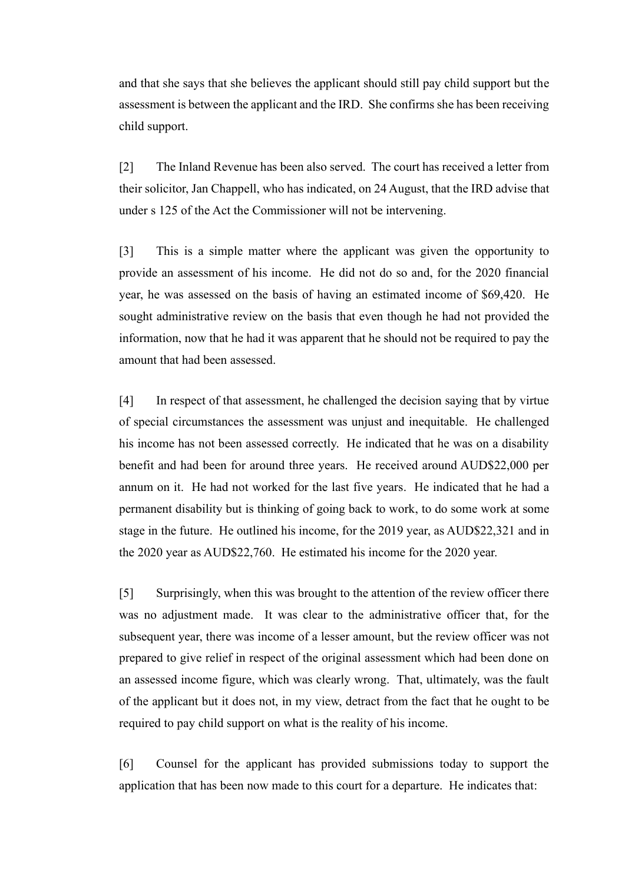and that she says that she believes the applicant should still pay child support but the assessment is between the applicant and the IRD. She confirms she has been receiving child support.

[2] The Inland Revenue has been also served. The court has received a letter from their solicitor, Jan Chappell, who has indicated, on 24 August, that the IRD advise that under s 125 of the Act the Commissioner will not be intervening.

[3] This is a simple matter where the applicant was given the opportunity to provide an assessment of his income. He did not do so and, for the 2020 financial year, he was assessed on the basis of having an estimated income of $69,420. He sought administrative review on the basis that even though he had not provided the information, now that he had it was apparent that he should not be required to pay the amount that had been assessed.

[4] In respect of that assessment, he challenged the decision saying that by virtue of special circumstances the assessment was unjust and inequitable. He challenged his income has not been assessed correctly. He indicated that he was on a disability benefit and had been for around three years. He received around AUD$22,000 per annum on it. He had not worked for the last five years. He indicated that he had a permanent disability but is thinking of going back to work, to do some work at some stage in the future. He outlined his income, for the 2019 year, as AUD$22,321 and in the 2020 year as AUD$22,760. He estimated his income for the 2020 year.

[5] Surprisingly, when this was brought to the attention of the review officer there was no adjustment made. It was clear to the administrative officer that, for the subsequent year, there was income of a lesser amount, but the review officer was not prepared to give relief in respect of the original assessment which had been done on an assessed income figure, which was clearly wrong. That, ultimately, was the fault of the applicant but it does not, in my view, detract from the fact that he ought to be required to pay child support on what is the reality of his income.

[6] Counsel for the applicant has provided submissions today to support the application that has been now made to this court for a departure. He indicates that: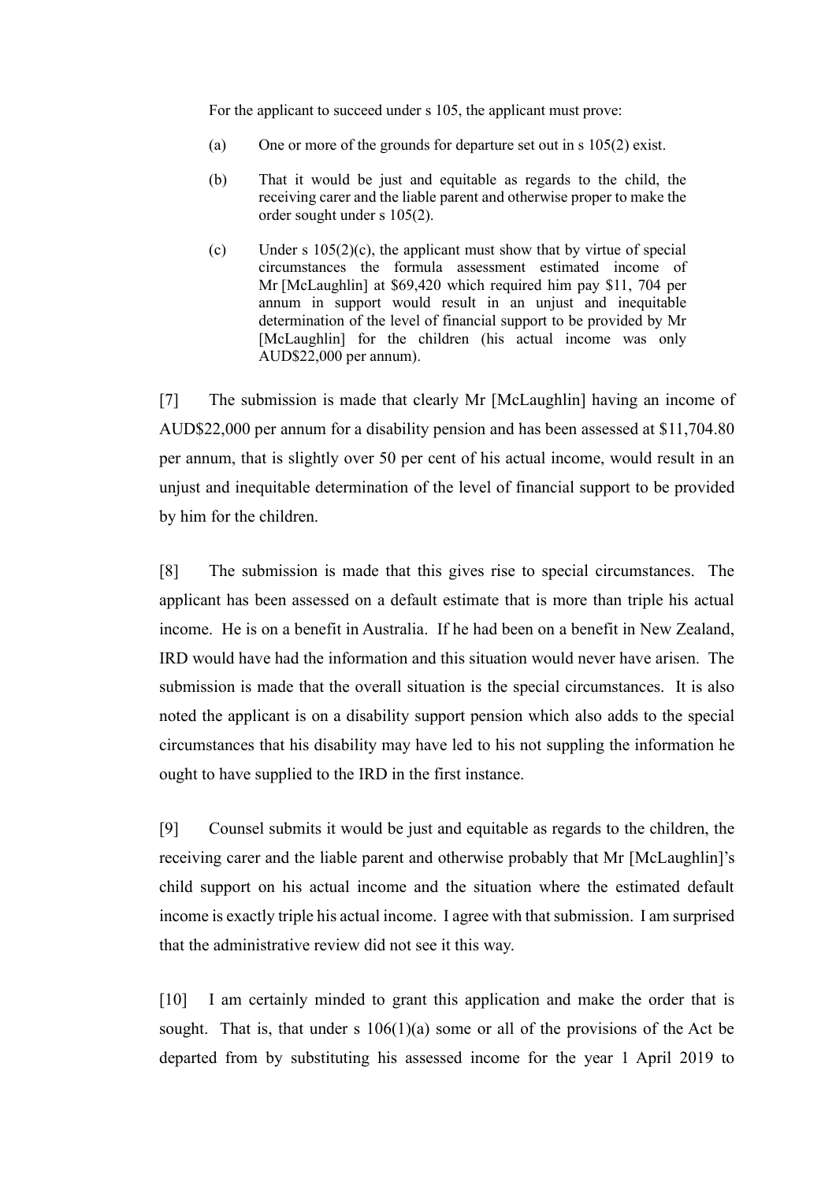For the applicant to succeed under s 105, the applicant must prove:

(a) One or more of the grounds for departure set out in s 105(2) exist.

(b) That it would be just and equitable as regards to the child, the receiving carer and the liable parent and otherwise proper to make the order sought under s 105(2).

(c) Under s 105(2)(c), the applicant must show that by virtue of special circumstances the formula assessment estimated income of Mr [McLaughlin] at $69,420 which required him pay $11, 704 per annum in support would result in an unjust and inequitable determination of the level of financial support to be provided by Mr [McLaughlin] for the children (his actual income was only AUD$22,000 per annum).

[7] The submission is made that clearly Mr [McLaughlin] having an income of AUD$22,000 per annum for a disability pension and has been assessed at $11,704.80 per annum, that is slightly over 50 per cent of his actual income, would result in an unjust and inequitable determination of the level of financial support to be provided by him for the children.

[8] The submission is made that this gives rise to special circumstances. The applicant has been assessed on a default estimate that is more than triple his actual income. He is on a benefit in Australia. If he had been on a benefit in New Zealand, IRD would have had the information and this situation would never have arisen. The submission is made that the overall situation is the special circumstances. It is also noted the applicant is on a disability support pension which also adds to the special circumstances that his disability may have led to his not suppling the information he ought to have supplied to the IRD in the first instance.

[9] Counsel submits it would be just and equitable as regards to the children, the receiving carer and the liable parent and otherwise probably that Mr [McLaughlin]'s child support on his actual income and the situation where the estimated default income is exactly triple his actual income. I agree with that submission. I am surprised that the administrative review did not see it this way.

[10] I am certainly minded to grant this application and make the order that is sought. That is, that under s 106(1)(a) some or all of the provisions of the Act be departed from by substituting his assessed income for the year 1 April 2019 to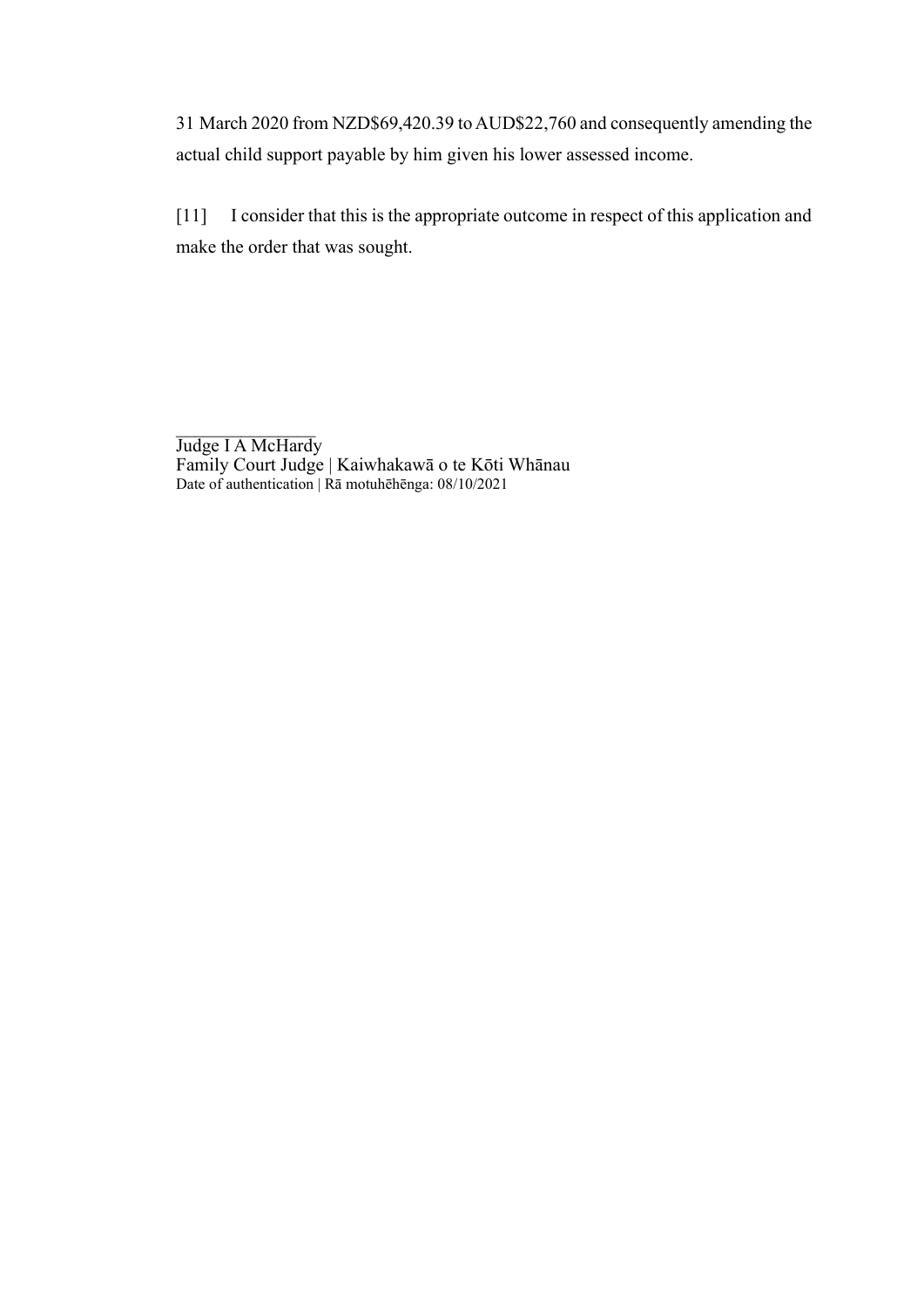31 March 2020 from NZD$69,420.39 to AUD$22,760 and consequently amending the actual child support payable by him given his lower assessed income.

[11] I consider that this is the appropriate outcome in respect of this application and make the order that was sought.

\_\_\_\_\_\_\_\_\_\_\_\_\_\_\_\_

Judge I A McHardy
Family Court Judge | Kaiwhakawā o te Kōti Whānau
Date of authentication | Rā motuhēhēnga: 08/10/2021